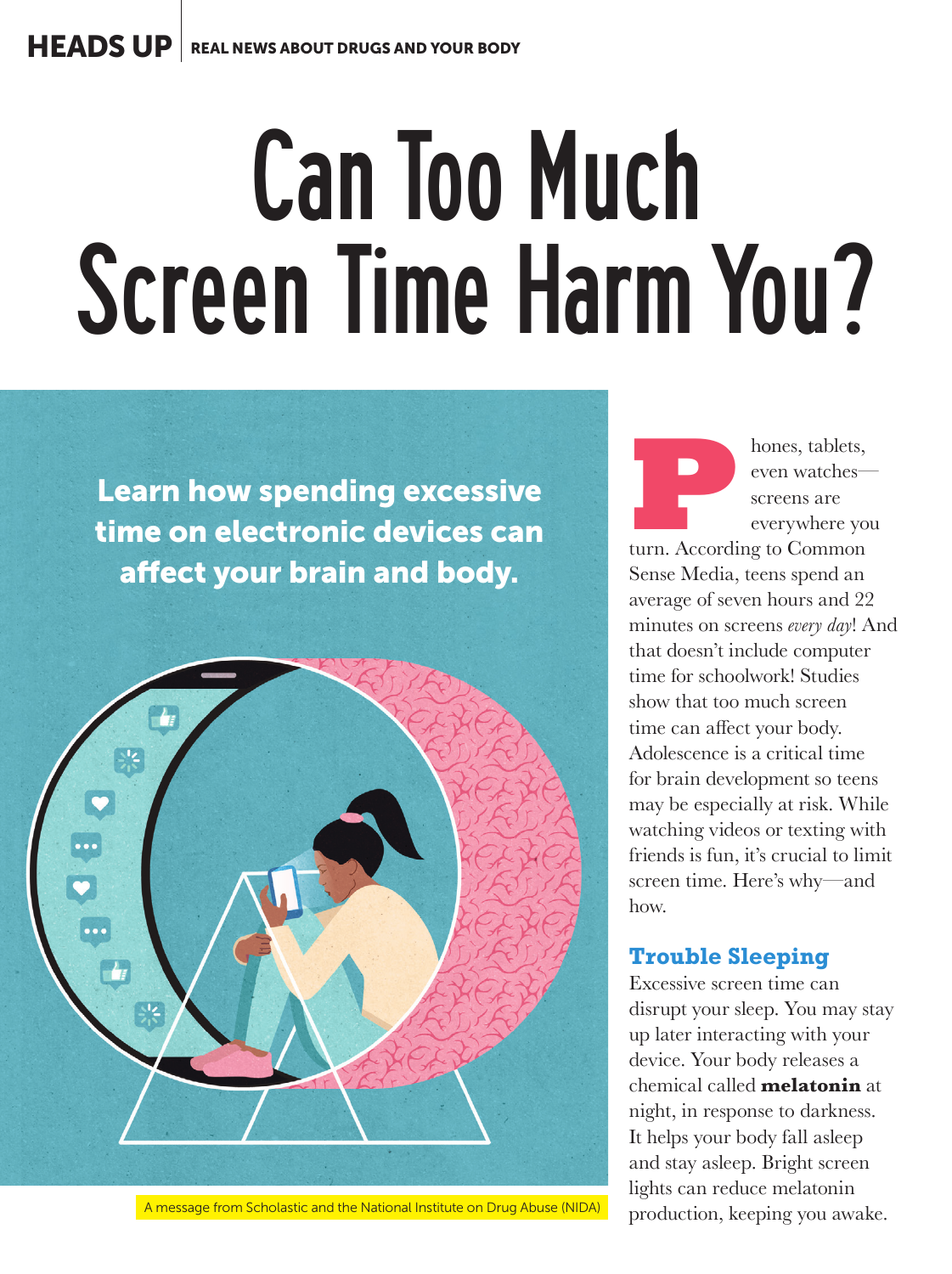HEADS UP | REAL NEWS ABOUT DRUGS AND YOUR BODY

# Can Too Much Screen Time Harm You?

**Learn how spending excessive time on electronic devices can affect your brain and body.**

A message from Scholastic and the National Institute on Drug Abuse (NIDA)

Phones, tablets, even watches—screens are everywhere you turn. According to Common Sense Media, teens spend an average of seven hours and 22 minutes on screens *every day*! And that doesn't include computer time for schoolwork! Studies show that too much screen time can affect your body. Adolescence is a critical time for brain development so teens may be especially at risk. While watching videos or texting with friends is fun, it's crucial to limit screen time. Here's why—and how.

## Trouble Sleeping

Excessive screen time can disrupt your sleep. You may stay up later interacting with your device. Your body releases a chemical called **melatonin** at night, in response to darkness. It helps your body fall asleep and stay asleep. Bright screen lights can reduce melatonin production, keeping you awake.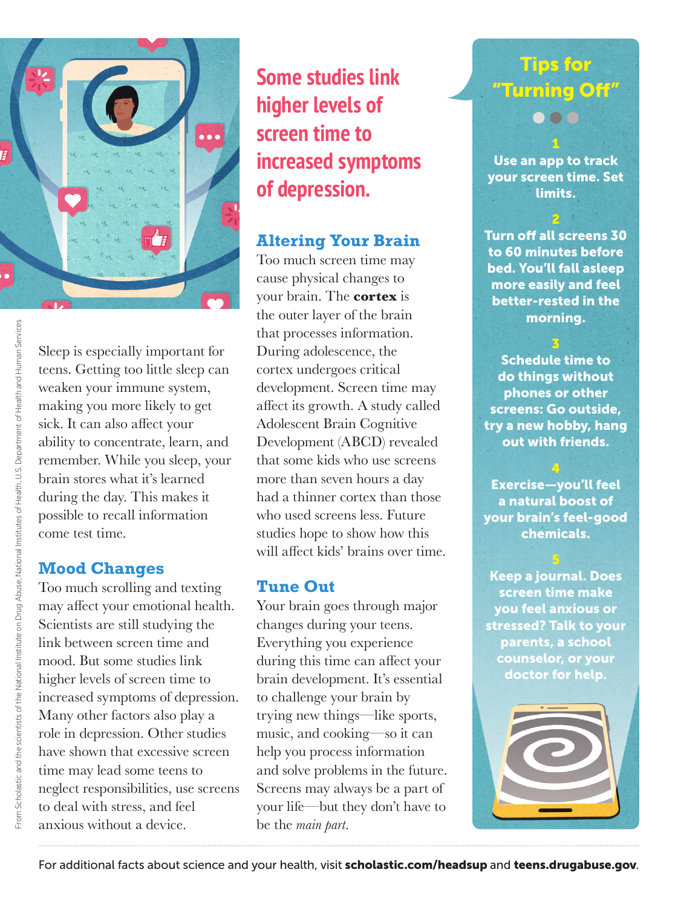Sleep is especially important for teens. Getting too little sleep can weaken your immune system, making you more likely to get sick. It can also affect your ability to concentrate, learn, and remember. While you sleep, your brain stores what it's learned during the day. This makes it possible to recall information come test time.

## Mood Changes

Too much scrolling and texting may affect your emotional health. Scientists are still studying the link between screen time and mood. But some studies link higher levels of screen time to increased symptoms of depression. Many other factors also play a role in depression. Other studies have shown that excessive screen time may lead some teens to neglect responsibilities, use screens to deal with stress, and feel anxious without a device.

**Some studies link higher levels of screen time to increased symptoms of depression.**

## Altering Your Brain

Too much screen time may cause physical changes to your brain. The **cortex** is the outer layer of the brain that processes information. During adolescence, the cortex undergoes critical development. Screen time may affect its growth. A study called Adolescent Brain Cognitive Development (ABCD) revealed that some kids who use screens more than seven hours a day had a thinner cortex than those who used screens less. Future studies hope to show how this will affect kids' brains over time.

## Tune Out

Your brain goes through major changes during your teens. Everything you experience during this time can affect your brain development. It's essential to challenge your brain by trying new things—like sports, music, and cooking—so it can help you process information and solve problems in the future. Screens may always be a part of your life—but they don't have to be the *main part*.

## Tips for "Turning Off"

1. Use an app to track your screen time. Set limits.
2. Turn off all screens 30 to 60 minutes before bed. You'll fall asleep more easily and feel better-rested in the morning.
3. Schedule time to do things without phones or other screens: Go outside, try a new hobby, hang out with friends.
4. Exercise—you'll feel a natural boost of your brain's feel-good chemicals.
5. Keep a journal. Does screen time make you feel anxious or stressed? Talk to your parents, a school counselor, or your doctor for help.

From Scholastic and the scientists of the National Institute on Drug Abuse, National Institutes of Health, U.S. Department of Health and Human Services

For additional facts about science and your health, visit **scholastic.com/headsup** and **teens.drugabuse.gov**.